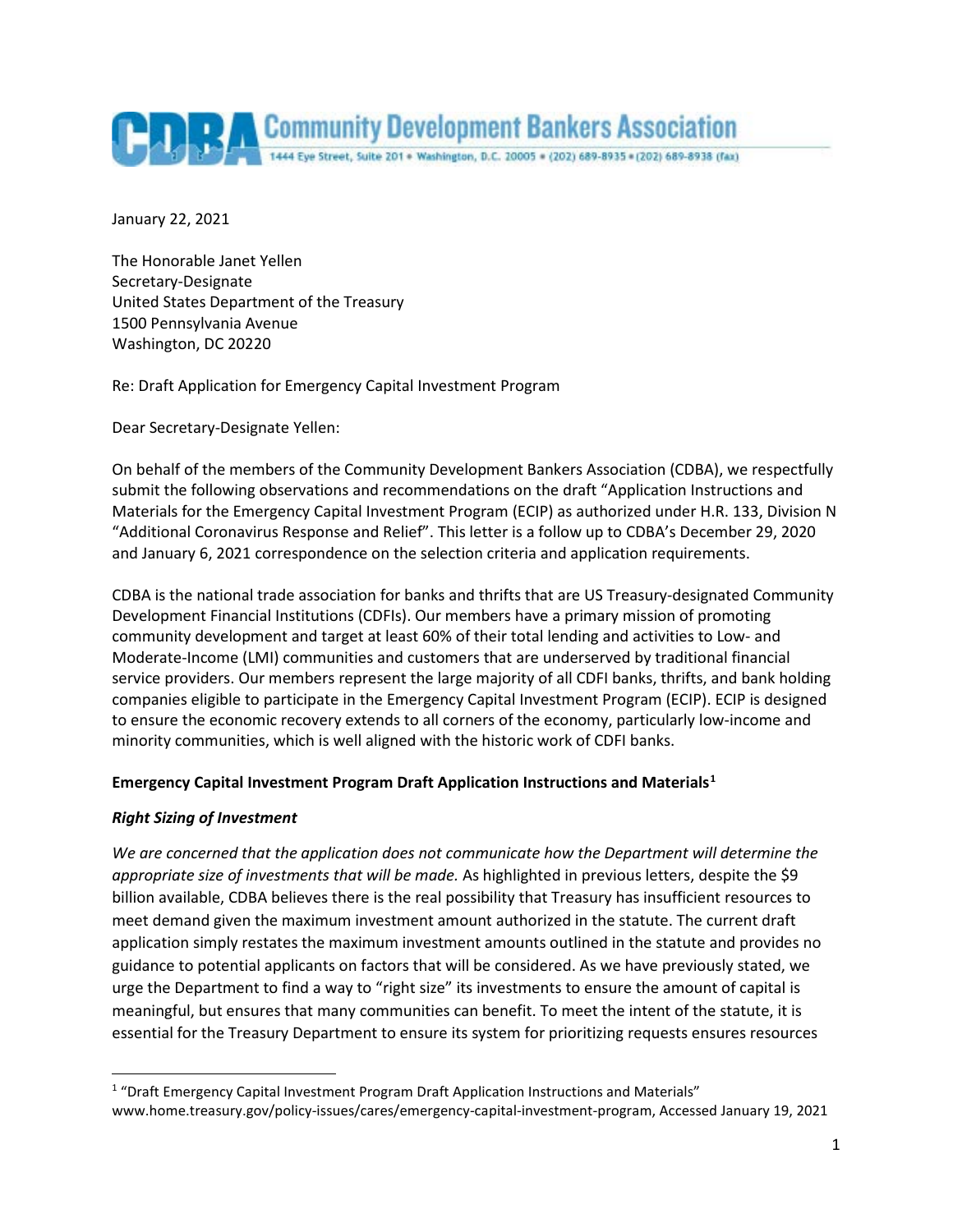# Community Development Bankers Association

1444 Eye Street, Suite 201 • Washington, D.C. 20005 • (202) 689-8935 • (202) 689-8938 (fax)

January 22, 2021

The Honorable Janet Yellen
Secretary-Designate
United States Department of the Treasury
1500 Pennsylvania Avenue
Washington, DC 20220

Re: Draft Application for Emergency Capital Investment Program

Dear Secretary-Designate Yellen:

On behalf of the members of the Community Development Bankers Association (CDBA), we respectfully submit the following observations and recommendations on the draft "Application Instructions and Materials for the Emergency Capital Investment Program (ECIP) as authorized under H.R. 133, Division N "Additional Coronavirus Response and Relief". This letter is a follow up to CDBA's December 29, 2020 and January 6, 2021 correspondence on the selection criteria and application requirements.

CDBA is the national trade association for banks and thrifts that are US Treasury-designated Community Development Financial Institutions (CDFIs). Our members have a primary mission of promoting community development and target at least 60% of their total lending and activities to Low- and Moderate-Income (LMI) communities and customers that are underserved by traditional financial service providers. Our members represent the large majority of all CDFI banks, thrifts, and bank holding companies eligible to participate in the Emergency Capital Investment Program (ECIP). ECIP is designed to ensure the economic recovery extends to all corners of the economy, particularly low-income and minority communities, which is well aligned with the historic work of CDFI banks.

**Emergency Capital Investment Program Draft Application Instructions and Materials[1]**

***Right Sizing of Investment***

*We are concerned that the application does not communicate how the Department will determine the appropriate size of investments that will be made.* As highlighted in previous letters, despite the $9 billion available, CDBA believes there is the real possibility that Treasury has insufficient resources to meet demand given the maximum investment amount authorized in the statute. The current draft application simply restates the maximum investment amounts outlined in the statute and provides no guidance to potential applicants on factors that will be considered. As we have previously stated, we urge the Department to find a way to "right size" its investments to ensure the amount of capital is meaningful, but ensures that many communities can benefit. To meet the intent of the statute, it is essential for the Treasury Department to ensure its system for prioritizing requests ensures resources

---

[1] "Draft Emergency Capital Investment Program Draft Application Instructions and Materials" www.home.treasury.gov/policy-issues/cares/emergency-capital-investment-program, Accessed January 19, 2021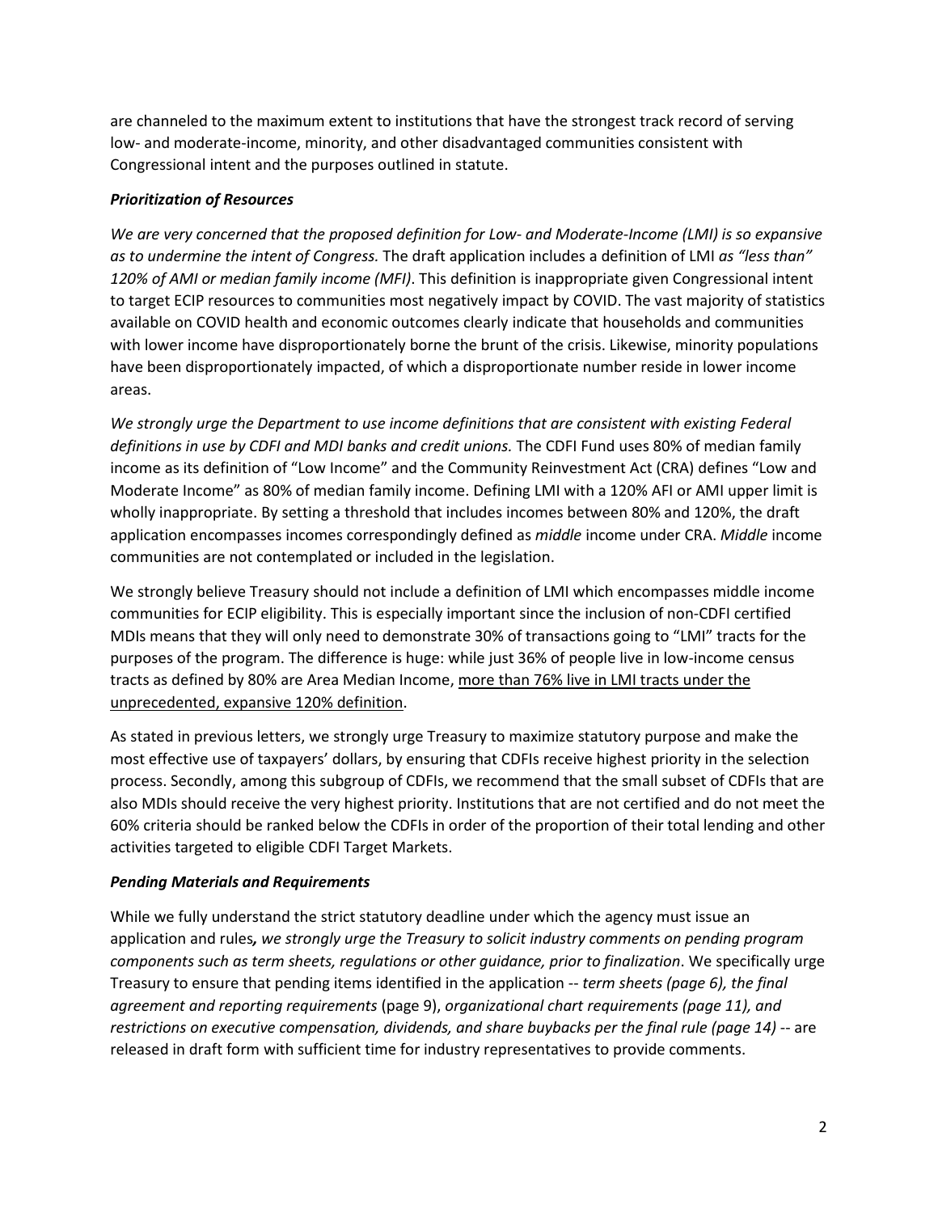are channeled to the maximum extent to institutions that have the strongest track record of serving low- and moderate-income, minority, and other disadvantaged communities consistent with Congressional intent and the purposes outlined in statute.

***Prioritization of Resources***

*We are very concerned that the proposed definition for Low- and Moderate-Income (LMI) is so expansive as to undermine the intent of Congress.* The draft application includes a definition of LMI *as "less than" 120% of AMI or median family income (MFI)*. This definition is inappropriate given Congressional intent to target ECIP resources to communities most negatively impact by COVID. The vast majority of statistics available on COVID health and economic outcomes clearly indicate that households and communities with lower income have disproportionately borne the brunt of the crisis. Likewise, minority populations have been disproportionately impacted, of which a disproportionate number reside in lower income areas.

*We strongly urge the Department to use income definitions that are consistent with existing Federal definitions in use by CDFI and MDI banks and credit unions.* The CDFI Fund uses 80% of median family income as its definition of "Low Income" and the Community Reinvestment Act (CRA) defines "Low and Moderate Income" as 80% of median family income. Defining LMI with a 120% AFI or AMI upper limit is wholly inappropriate. By setting a threshold that includes incomes between 80% and 120%, the draft application encompasses incomes correspondingly defined as *middle* income under CRA. *Middle* income communities are not contemplated or included in the legislation.

We strongly believe Treasury should not include a definition of LMI which encompasses middle income communities for ECIP eligibility. This is especially important since the inclusion of non-CDFI certified MDIs means that they will only need to demonstrate 30% of transactions going to "LMI" tracts for the purposes of the program. The difference is huge: while just 36% of people live in low-income census tracts as defined by 80% are Area Median Income, more than 76% live in LMI tracts under the unprecedented, expansive 120% definition.

As stated in previous letters, we strongly urge Treasury to maximize statutory purpose and make the most effective use of taxpayers' dollars, by ensuring that CDFIs receive highest priority in the selection process. Secondly, among this subgroup of CDFIs, we recommend that the small subset of CDFIs that are also MDIs should receive the very highest priority. Institutions that are not certified and do not meet the 60% criteria should be ranked below the CDFIs in order of the proportion of their total lending and other activities targeted to eligible CDFI Target Markets.

***Pending Materials and Requirements***

While we fully understand the strict statutory deadline under which the agency must issue an application and rules***,*** *we strongly urge the Treasury to solicit industry comments on pending program components such as term sheets, regulations or other guidance, prior to finalization*. We specifically urge Treasury to ensure that pending items identified in the application -- *term sheets (page 6), the final agreement and reporting requirements* (page 9), *organizational chart requirements (page 11), and restrictions on executive compensation, dividends, and share buybacks per the final rule (page 14)* -- are released in draft form with sufficient time for industry representatives to provide comments.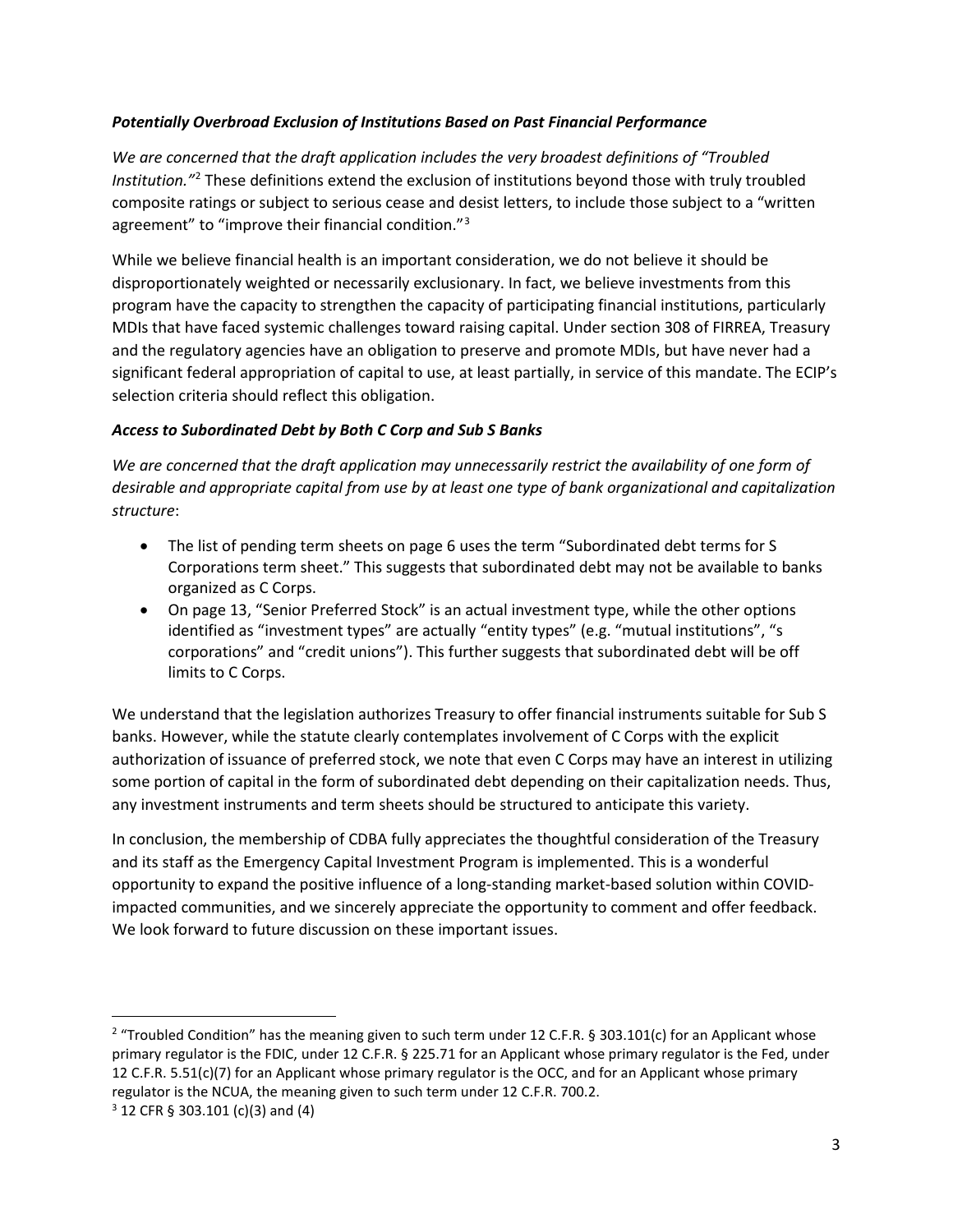### *Potentially Overbroad Exclusion of Institutions Based on Past Financial Performance*

*We are concerned that the draft application includes the very broadest definitions of "Troubled Institution."*[2] These definitions extend the exclusion of institutions beyond those with truly troubled composite ratings or subject to serious cease and desist letters, to include those subject to a "written agreement" to "improve their financial condition."[3]

While we believe financial health is an important consideration, we do not believe it should be disproportionately weighted or necessarily exclusionary. In fact, we believe investments from this program have the capacity to strengthen the capacity of participating financial institutions, particularly MDIs that have faced systemic challenges toward raising capital. Under section 308 of FIRREA, Treasury and the regulatory agencies have an obligation to preserve and promote MDIs, but have never had a significant federal appropriation of capital to use, at least partially, in service of this mandate. The ECIP's selection criteria should reflect this obligation.

### *Access to Subordinated Debt by Both C Corp and Sub S Banks*

*We are concerned that the draft application may unnecessarily restrict the availability of one form of desirable and appropriate capital from use by at least one type of bank organizational and capitalization structure*:

- The list of pending term sheets on page 6 uses the term "Subordinated debt terms for S Corporations term sheet." This suggests that subordinated debt may not be available to banks organized as C Corps.
- On page 13, "Senior Preferred Stock" is an actual investment type, while the other options identified as "investment types" are actually "entity types" (e.g. "mutual institutions", "s corporations" and "credit unions"). This further suggests that subordinated debt will be off limits to C Corps.

We understand that the legislation authorizes Treasury to offer financial instruments suitable for Sub S banks. However, while the statute clearly contemplates involvement of C Corps with the explicit authorization of issuance of preferred stock, we note that even C Corps may have an interest in utilizing some portion of capital in the form of subordinated debt depending on their capitalization needs. Thus, any investment instruments and term sheets should be structured to anticipate this variety.

In conclusion, the membership of CDBA fully appreciates the thoughtful consideration of the Treasury and its staff as the Emergency Capital Investment Program is implemented. This is a wonderful opportunity to expand the positive influence of a long-standing market-based solution within COVID-impacted communities, and we sincerely appreciate the opportunity to comment and offer feedback. We look forward to future discussion on these important issues.

---

[2] "Troubled Condition" has the meaning given to such term under 12 C.F.R. § 303.101(c) for an Applicant whose primary regulator is the FDIC, under 12 C.F.R. § 225.71 for an Applicant whose primary regulator is the Fed, under 12 C.F.R. 5.51(c)(7) for an Applicant whose primary regulator is the OCC, and for an Applicant whose primary regulator is the NCUA, the meaning given to such term under 12 C.F.R. 700.2.

[3] 12 CFR § 303.101 (c)(3) and (4)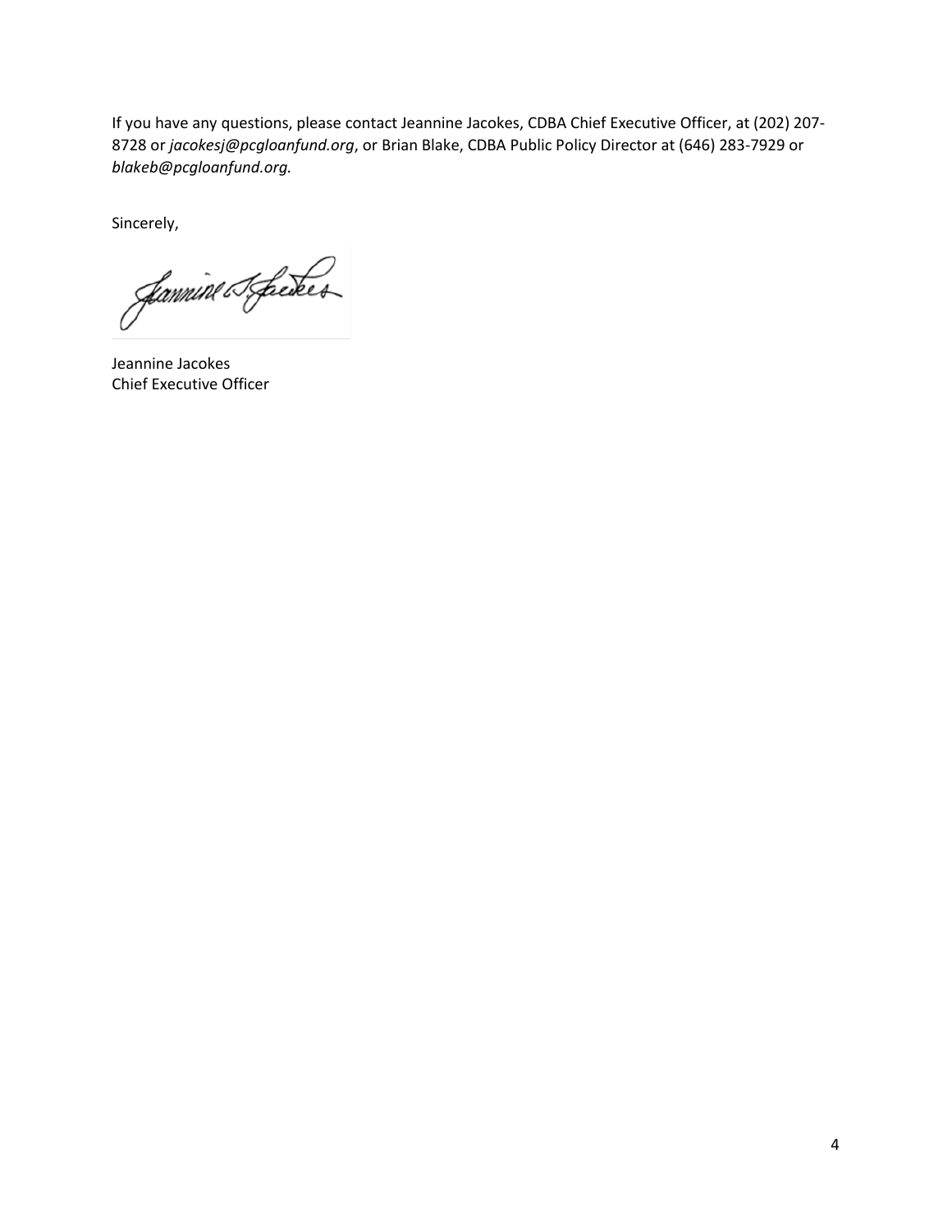If you have any questions, please contact Jeannine Jacokes, CDBA Chief Executive Officer, at (202) 207-8728 or *jacokesj@pcgloanfund.org*, or Brian Blake, CDBA Public Policy Director at (646) 283-7929 or *blakeb@pcgloanfund.org.*

Sincerely,

Jeannine Jacokes
Chief Executive Officer